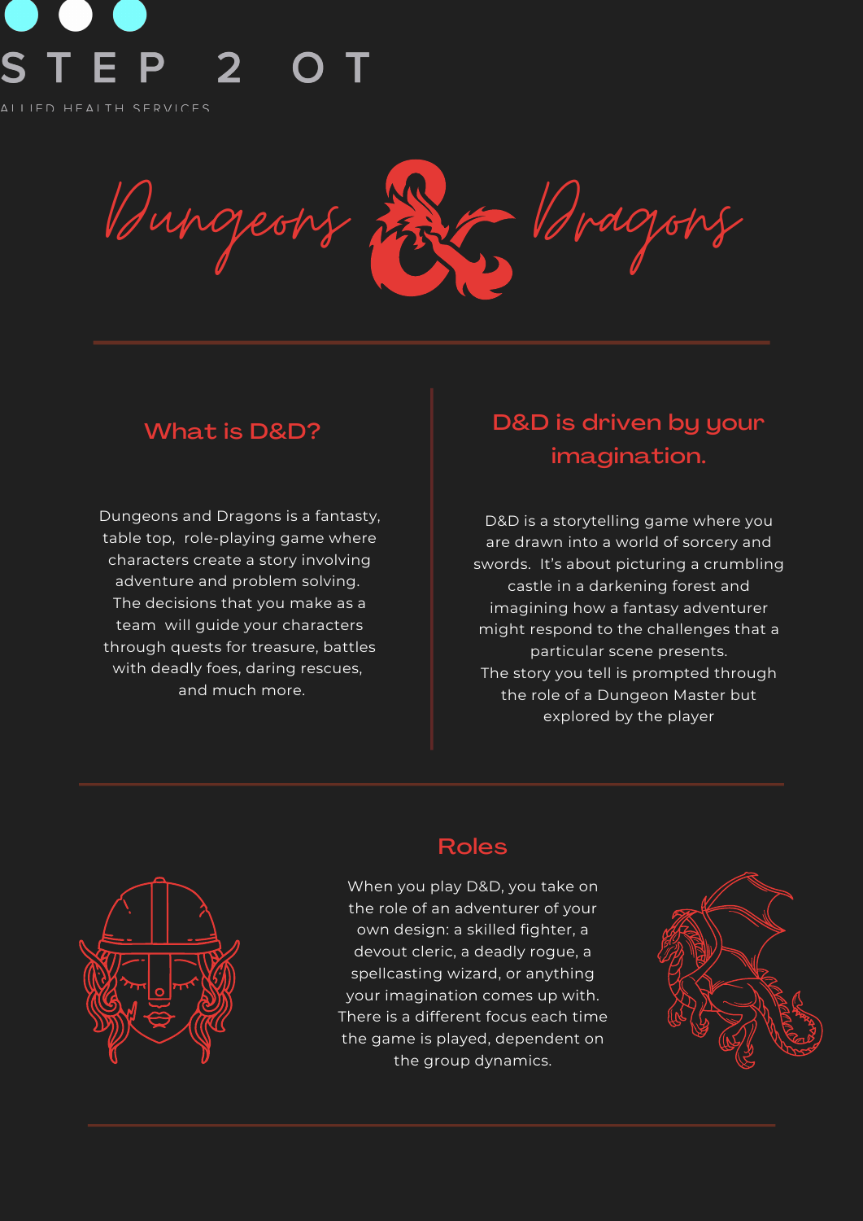STEP 2 OT

ALLIED HEALTH SERVICES

# Dungeons & Dragons

## What is D&D?

Dungeons and Dragons is a fantasty, table top, role-playing game where characters create a story involving adventure and problem solving. The decisions that you make as a team will guide your characters through quests for treasure, battles with deadly foes, daring rescues, and much more.

## D&D is driven by your imagination.

D&D is a storytelling game where you are drawn into a world of sorcery and swords. It's about picturing a crumbling castle in a darkening forest and imagining how a fantasy adventurer might respond to the challenges that a particular scene presents.
The story you tell is prompted through the role of a Dungeon Master but explored by the player

## Roles

When you play D&D, you take on the role of an adventurer of your own design: a skilled fighter, a devout cleric, a deadly rogue, a spellcasting wizard, or anything your imagination comes up with. There is a different focus each time the game is played, dependent on the group dynamics.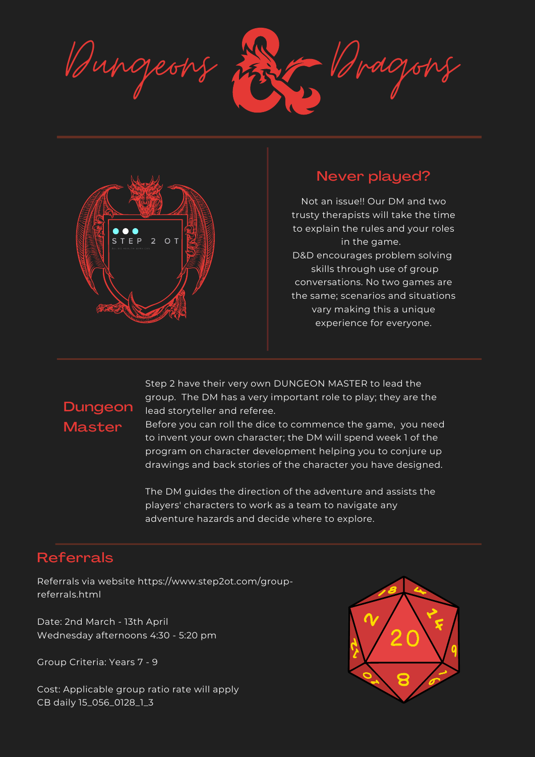# Dungeons & Dragons

STEP 2 OT

## Never played?

Not an issue!! Our DM and two trusty therapists will take the time to explain the rules and your roles in the game.
D&D encourages problem solving skills through use of group conversations. No two games are the same; scenarios and situations vary making this a unique experience for everyone.

## Dungeon Master

Step 2 have their very own DUNGEON MASTER to lead the group. The DM has a very important role to play; they are the lead storyteller and referee.
Before you can roll the dice to commence the game, you need to invent your own character; the DM will spend week 1 of the program on character development helping you to conjure up drawings and back stories of the character you have designed.

The DM guides the direction of the adventure and assists the players' characters to work as a team to navigate any adventure hazards and decide where to explore.

## Referrals

Referrals via website https://www.step2ot.com/group-referrals.html

Date: 2nd March - 13th April
Wednesday afternoons 4:30 - 5:20 pm

Group Criteria: Years 7 - 9

Cost: Applicable group ratio rate will apply
CB daily 15_056_0128_1_3